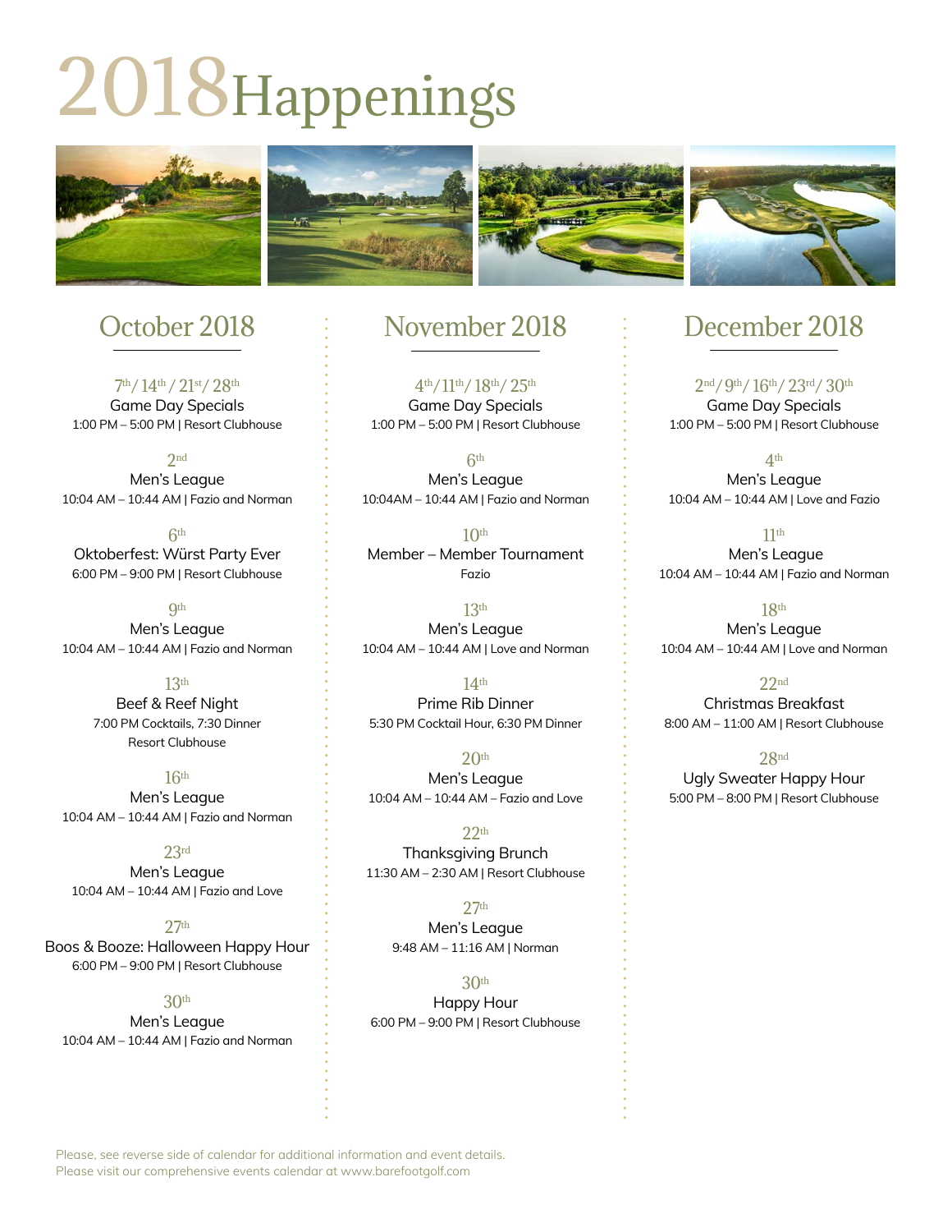# 2018 Happenings

## October 2018

7th / 14th / 21st / 28th
Game Day Specials
1:00 PM – 5:00 PM | Resort Clubhouse

2nd
Men's League
10:04 AM – 10:44 AM | Fazio and Norman

6th
Oktoberfest: Würst Party Ever
6:00 PM – 9:00 PM | Resort Clubhouse

9th
Men's League
10:04 AM – 10:44 AM | Fazio and Norman

13th
Beef & Reef Night
7:00 PM Cocktails, 7:30 Dinner
Resort Clubhouse

16th
Men's League
10:04 AM – 10:44 AM | Fazio and Norman

23rd
Men's League
10:04 AM – 10:44 AM | Fazio and Love

27th
Boos & Booze: Halloween Happy Hour
6:00 PM – 9:00 PM | Resort Clubhouse

30th
Men's League
10:04 AM – 10:44 AM | Fazio and Norman

## November 2018

4th / 11th / 18th / 25th
Game Day Specials
1:00 PM – 5:00 PM | Resort Clubhouse

6th
Men's League
10:04AM – 10:44 AM | Fazio and Norman

10th
Member – Member Tournament
Fazio

13th
Men's League
10:04 AM – 10:44 AM | Love and Norman

14th
Prime Rib Dinner
5:30 PM Cocktail Hour, 6:30 PM Dinner

20th
Men's League
10:04 AM – 10:44 AM – Fazio and Love

22th
Thanksgiving Brunch
11:30 AM – 2:30 AM | Resort Clubhouse

27th
Men's League
9:48 AM – 11:16 AM | Norman

30th
Happy Hour
6:00 PM – 9:00 PM | Resort Clubhouse

## December 2018

2nd / 9th / 16th / 23rd / 30th
Game Day Specials
1:00 PM – 5:00 PM | Resort Clubhouse

4th
Men's League
10:04 AM – 10:44 AM | Love and Fazio

11th
Men's League
10:04 AM – 10:44 AM | Fazio and Norman

18th
Men's League
10:04 AM – 10:44 AM | Love and Norman

22nd
Christmas Breakfast
8:00 AM – 11:00 AM | Resort Clubhouse

28nd
Ugly Sweater Happy Hour
5:00 PM – 8:00 PM | Resort Clubhouse

Please, see reverse side of calendar for additional information and event details.
Please visit our comprehensive events calendar at www.barefootgolf.com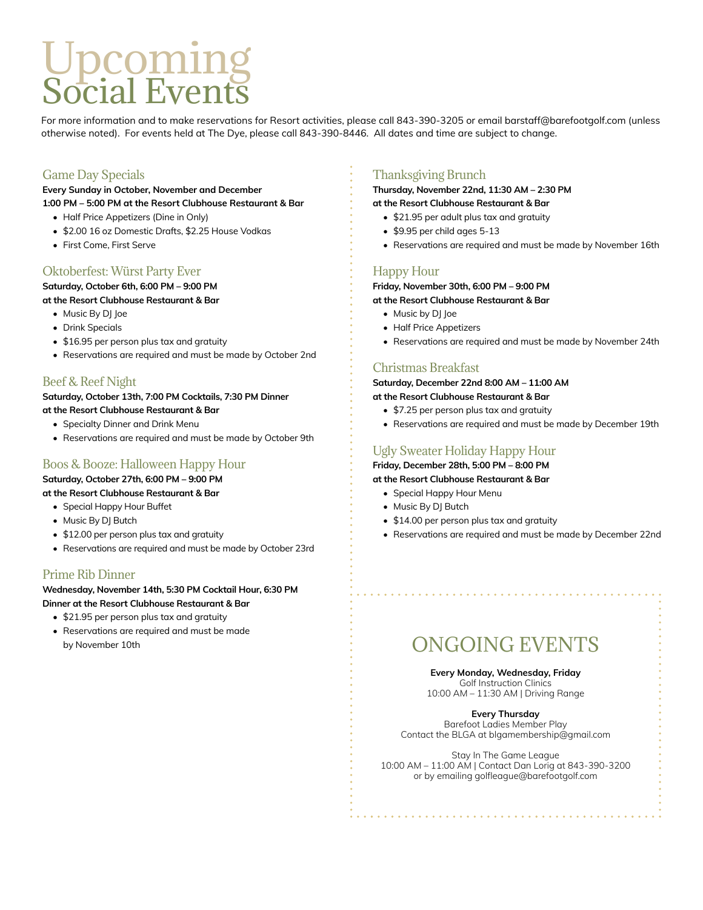# Upcoming Social Events

For more information and to make reservations for Resort activities, please call 843-390-3205 or email barstaff@barefootgolf.com (unless otherwise noted). For events held at The Dye, please call 843-390-8446. All dates and time are subject to change.

## Game Day Specials

**Every Sunday in October, November and December**
**1:00 PM – 5:00 PM at the Resort Clubhouse Restaurant & Bar**

- Half Price Appetizers (Dine in Only)
- $2.00 16 oz Domestic Drafts, $2.25 House Vodkas
- First Come, First Serve

## Oktoberfest: Würst Party Ever

**Saturday, October 6th, 6:00 PM – 9:00 PM**
**at the Resort Clubhouse Restaurant & Bar**

- Music By DJ Joe
- Drink Specials
- $16.95 per person plus tax and gratuity
- Reservations are required and must be made by October 2nd

## Beef & Reef Night

**Saturday, October 13th, 7:00 PM Cocktails, 7:30 PM Dinner**
**at the Resort Clubhouse Restaurant & Bar**

- Specialty Dinner and Drink Menu
- Reservations are required and must be made by October 9th

## Boos & Booze: Halloween Happy Hour

**Saturday, October 27th, 6:00 PM – 9:00 PM**
**at the Resort Clubhouse Restaurant & Bar**

- Special Happy Hour Buffet
- Music By DJ Butch
- $12.00 per person plus tax and gratuity
- Reservations are required and must be made by October 23rd

## Prime Rib Dinner

**Wednesday, November 14th, 5:30 PM Cocktail Hour, 6:30 PM Dinner at the Resort Clubhouse Restaurant & Bar**

- $21.95 per person plus tax and gratuity
- Reservations are required and must be made by November 10th

## Thanksgiving Brunch

**Thursday, November 22nd, 11:30 AM – 2:30 PM**
**at the Resort Clubhouse Restaurant & Bar**

- $21.95 per adult plus tax and gratuity
- $9.95 per child ages 5-13
- Reservations are required and must be made by November 16th

## Happy Hour

**Friday, November 30th, 6:00 PM – 9:00 PM**
**at the Resort Clubhouse Restaurant & Bar**

- Music by DJ Joe
- Half Price Appetizers
- Reservations are required and must be made by November 24th

## Christmas Breakfast

**Saturday, December 22nd 8:00 AM – 11:00 AM**
**at the Resort Clubhouse Restaurant & Bar**

- $7.25 per person plus tax and gratuity
- Reservations are required and must be made by December 19th

## Ugly Sweater Holiday Happy Hour

**Friday, December 28th, 5:00 PM – 8:00 PM**
**at the Resort Clubhouse Restaurant & Bar**

- Special Happy Hour Menu
- Music By DJ Butch
- $14.00 per person plus tax and gratuity
- Reservations are required and must be made by December 22nd

## ONGOING EVENTS

**Every Monday, Wednesday, Friday**
Golf Instruction Clinics
10:00 AM – 11:30 AM | Driving Range

**Every Thursday**
Barefoot Ladies Member Play
Contact the BLGA at blgamembership@gmail.com

Stay In The Game League
10:00 AM – 11:00 AM | Contact Dan Lorig at 843-390-3200 or by emailing golfleague@barefootgolf.com